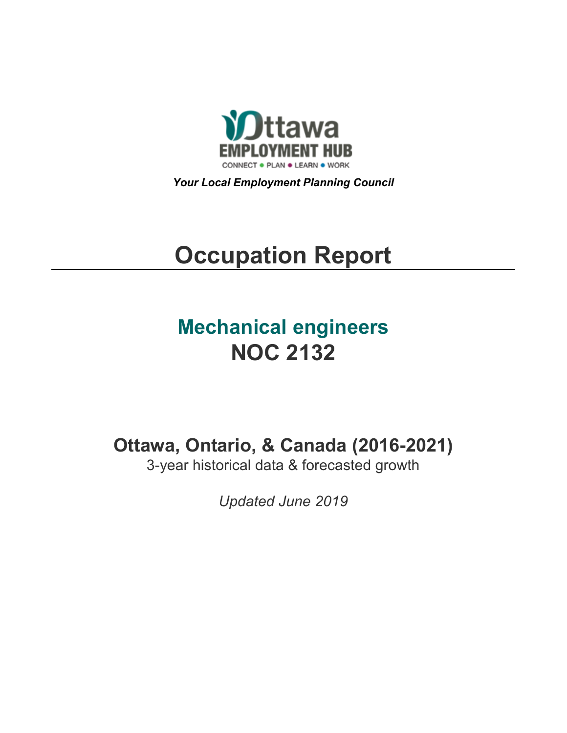Ottawa EMPLOYMENT HUB

CONNECT • PLAN • LEARN • WORK

***Your Local Employment Planning Council***

# Occupation Report

## Mechanical engineers
## NOC 2132

### Ottawa, Ontario, & Canada (2016-2021)

3-year historical data & forecasted growth

*Updated June 2019*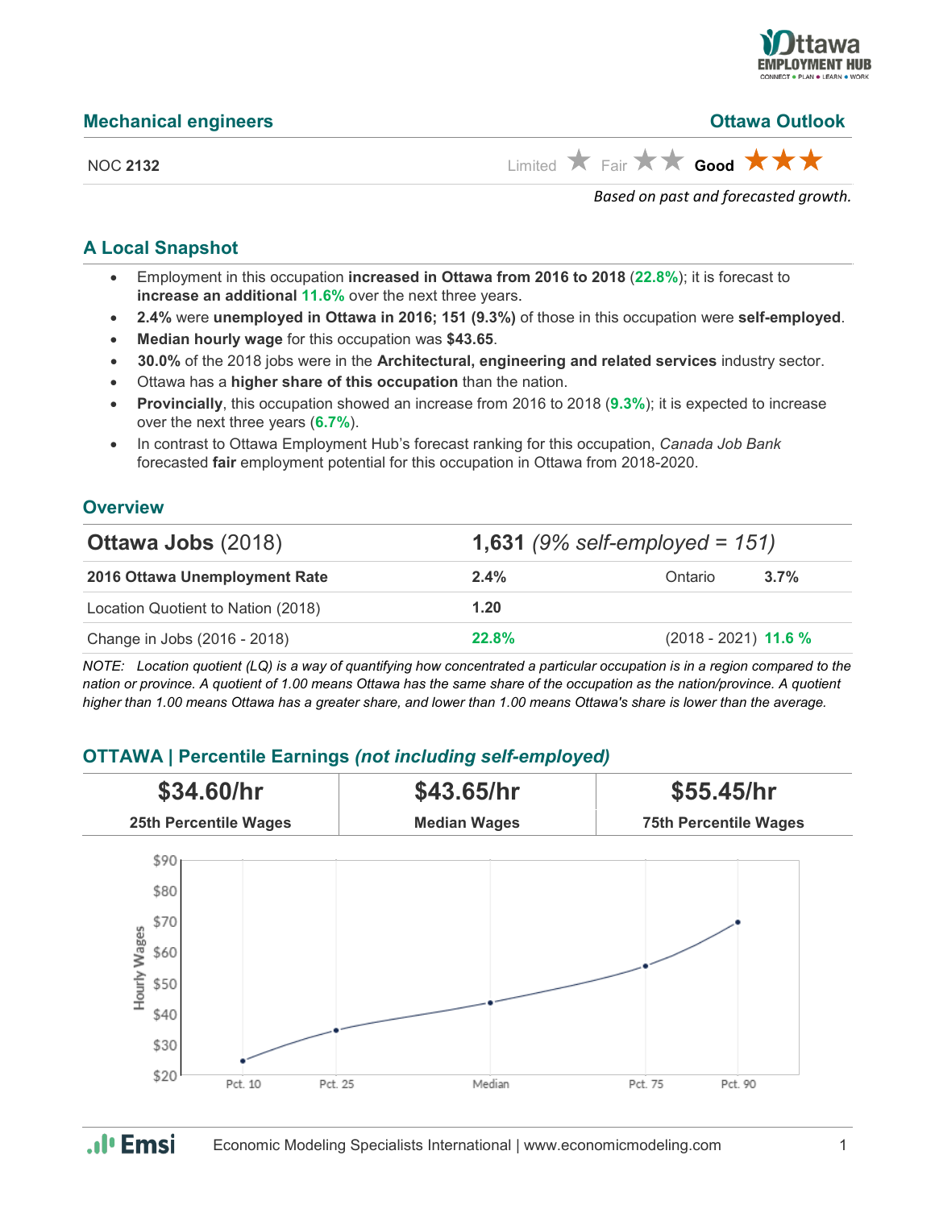## Mechanical engineers

**Ottawa Outlook**

NOC **2132**

Limited ★ Fair ★★ **Good** ★★★

*Based on past and forecasted growth.*

## A Local Snapshot

- Employment in this occupation **increased in Ottawa from 2016 to 2018** (**22.8%**); it is forecast to **increase an additional 11.6%** over the next three years.
- **2.4%** were **unemployed in Ottawa in 2016; 151 (9.3%)** of those in this occupation were **self-employed**.
- **Median hourly wage** for this occupation was **$43.65**.
- **30.0%** of the 2018 jobs were in the **Architectural, engineering and related services** industry sector.
- Ottawa has a **higher share of this occupation** than the nation.
- **Provincially**, this occupation showed an increase from 2016 to 2018 (**9.3%**); it is expected to increase over the next three years (**6.7%**).
- In contrast to Ottawa Employment Hub's forecast ranking for this occupation, *Canada Job Bank* forecasted **fair** employment potential for this occupation in Ottawa from 2018-2020.

## Overview

| **Ottawa Jobs** (2018) | **1,631** *(9% self-employed = 151)* | |
|---|---|---|
| **2016 Ottawa Unemployment Rate** | **2.4%** | Ontario **3.7%** |
| Location Quotient to Nation (2018) | **1.20** | |
| Change in Jobs (2016 - 2018) | **22.8%** | (2018 - 2021) **11.6 %** |

*NOTE: Location quotient (LQ) is a way of quantifying how concentrated a particular occupation is in a region compared to the nation or province. A quotient of 1.00 means Ottawa has the same share of the occupation as the nation/province. A quotient higher than 1.00 means Ottawa has a greater share, and lower than 1.00 means Ottawa's share is lower than the average.*

## OTTAWA | Percentile Earnings *(not including self-employed)*

| **$34.60/hr** | **$43.65/hr** | **$55.45/hr** |
|---|---|---|
| **25th Percentile Wages** | **Median Wages** | **75th Percentile Wages** |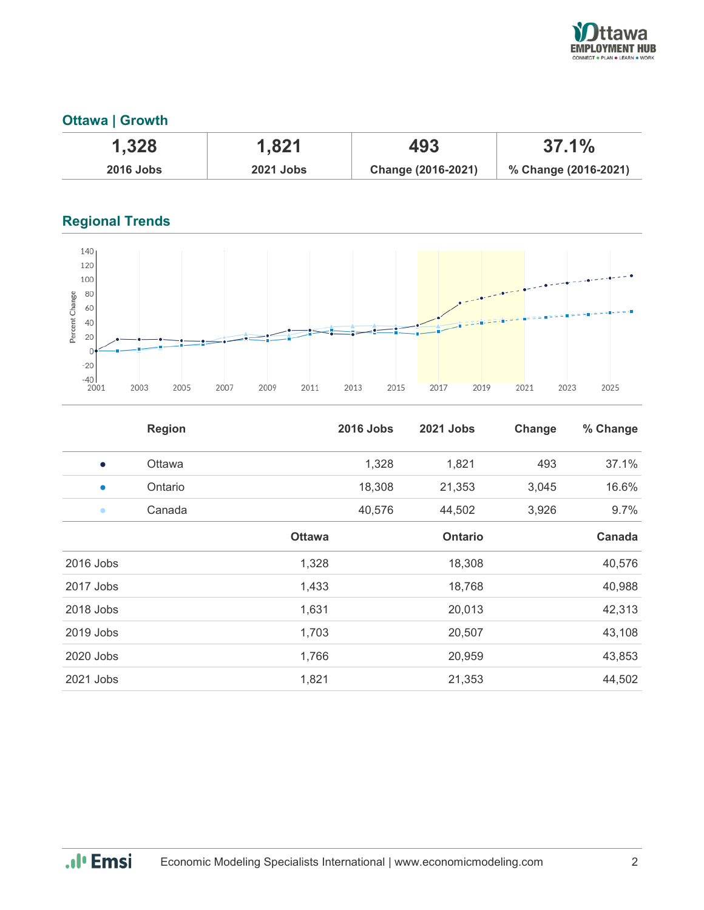## Ottawa | Growth

| 1,328 | 1,821 | 493 | 37.1% |
|---|---|---|---|
| 2016 Jobs | 2021 Jobs | Change (2016-2021) | % Change (2016-2021) |

## Regional Trends

| | Region | 2016 Jobs | 2021 Jobs | Change | % Change |
|---|---|---|---|---|---|
| ● | Ottawa | 1,328 | 1,821 | 493 | 37.1% |
| ● | Ontario | 18,308 | 21,353 | 3,045 | 16.6% |
| ● | Canada | 40,576 | 44,502 | 3,926 | 9.7% |

| | Ottawa | Ontario | Canada |
|---|---|---|---|
| 2016 Jobs | 1,328 | 18,308 | 40,576 |
| 2017 Jobs | 1,433 | 18,768 | 40,988 |
| 2018 Jobs | 1,631 | 20,013 | 42,313 |
| 2019 Jobs | 1,703 | 20,507 | 43,108 |
| 2020 Jobs | 1,766 | 20,959 | 43,853 |
| 2021 Jobs | 1,821 | 21,353 | 44,502 |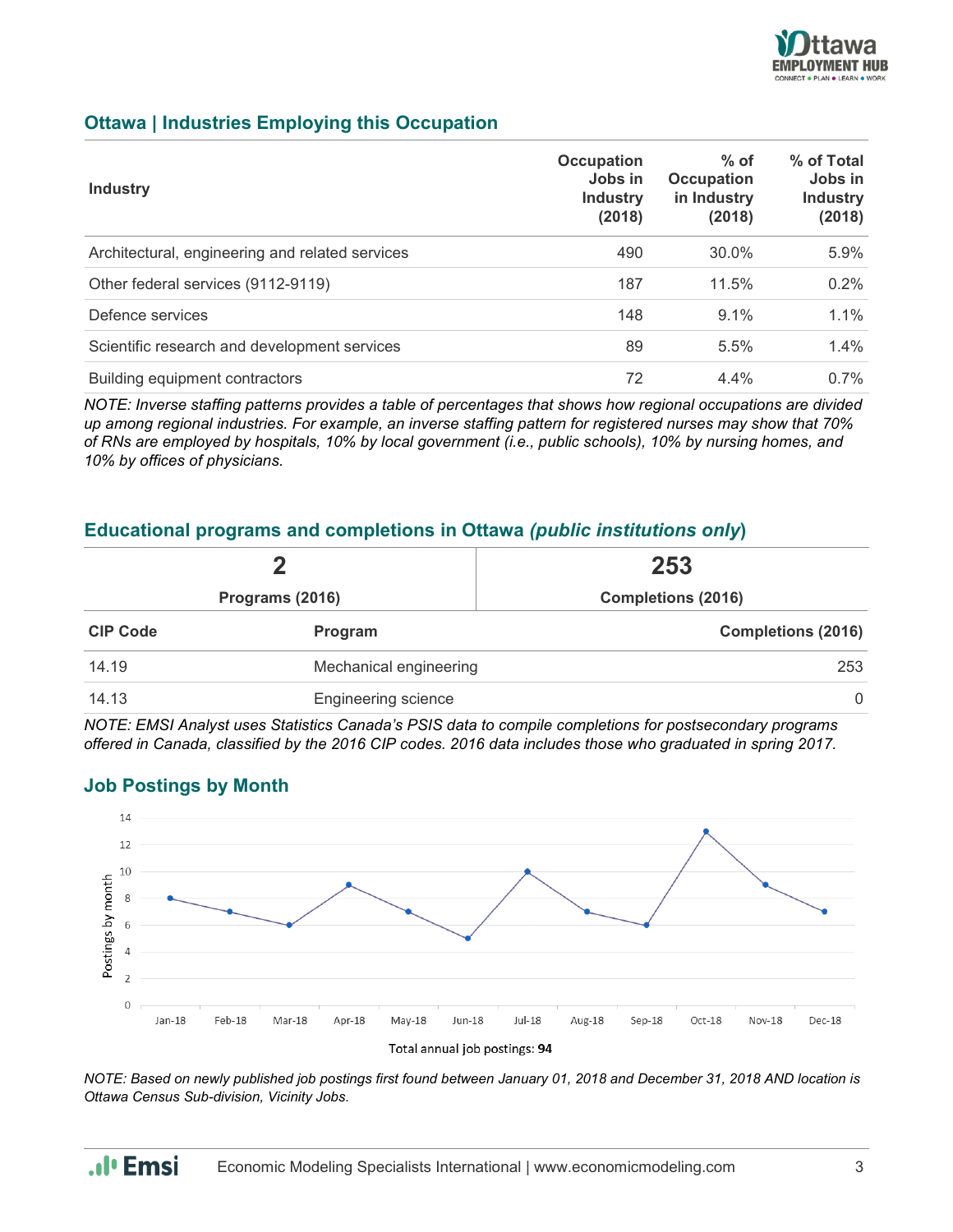## Ottawa | Industries Employing this Occupation

| Industry | Occupation Jobs in Industry (2018) | % of Occupation in Industry (2018) | % of Total Jobs in Industry (2018) |
|---|---|---|---|
| Architectural, engineering and related services | 490 | 30.0% | 5.9% |
| Other federal services (9112-9119) | 187 | 11.5% | 0.2% |
| Defence services | 148 | 9.1% | 1.1% |
| Scientific research and development services | 89 | 5.5% | 1.4% |
| Building equipment contractors | 72 | 4.4% | 0.7% |

*NOTE: Inverse staffing patterns provides a table of percentages that shows how regional occupations are divided up among regional industries. For example, an inverse staffing pattern for registered nurses may show that 70% of RNs are employed by hospitals, 10% by local government (i.e., public schools), 10% by nursing homes, and 10% by offices of physicians.*

## Educational programs and completions in Ottawa *(public institutions only)*

| 2 | 253 |
|---|---|
| Programs (2016) | Completions (2016) |

| CIP Code | Program | Completions (2016) |
|---|---|---|
| 14.19 | Mechanical engineering | 253 |
| 14.13 | Engineering science | 0 |

*NOTE: EMSI Analyst uses Statistics Canada's PSIS data to compile completions for postsecondary programs offered in Canada, classified by the 2016 CIP codes. 2016 data includes those who graduated in spring 2017.*

## Job Postings by Month

| Month | Postings by month |
|---|---|
| Jan-18 | 8 |
| Feb-18 | 7 |
| Mar-18 | 6 |
| Apr-18 | 9 |
| May-18 | 7 |
| Jun-18 | 5 |
| Jul-18 | 10 |
| Aug-18 | 7 |
| Sep-18 | 6 |
| Oct-18 | 13 |
| Nov-18 | 9 |
| Dec-18 | 7 |

Total annual job postings: **94**

*NOTE: Based on newly published job postings first found between January 01, 2018 and December 31, 2018 AND location is Ottawa Census Sub-division, Vicinity Jobs.*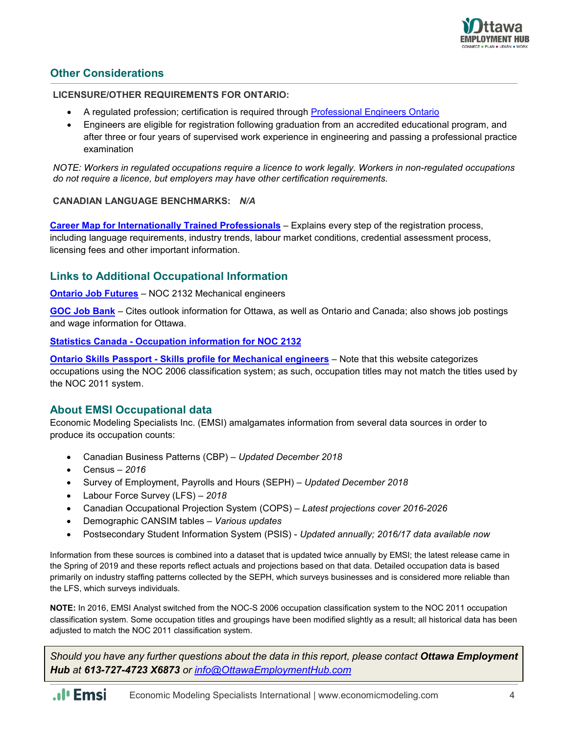## Other Considerations

**LICENSURE/OTHER REQUIREMENTS FOR ONTARIO:**

- A regulated profession; certification is required through Professional Engineers Ontario
- Engineers are eligible for registration following graduation from an accredited educational program, and after three or four years of supervised work experience in engineering and passing a professional practice examination

*NOTE: Workers in regulated occupations require a licence to work legally. Workers in non-regulated occupations do not require a licence, but employers may have other certification requirements.*

**CANADIAN LANGUAGE BENCHMARKS:** *N/A*

**Career Map for Internationally Trained Professionals** – Explains every step of the registration process, including language requirements, industry trends, labour market conditions, credential assessment process, licensing fees and other important information.

## Links to Additional Occupational Information

**Ontario Job Futures** – NOC 2132 Mechanical engineers

**GOC Job Bank** – Cites outlook information for Ottawa, as well as Ontario and Canada; also shows job postings and wage information for Ottawa.

**Statistics Canada - Occupation information for NOC 2132**

**Ontario Skills Passport - Skills profile for Mechanical engineers** – Note that this website categorizes occupations using the NOC 2006 classification system; as such, occupation titles may not match the titles used by the NOC 2011 system.

## About EMSI Occupational data

Economic Modeling Specialists Inc. (EMSI) amalgamates information from several data sources in order to produce its occupation counts:

- Canadian Business Patterns (CBP) – *Updated December 2018*
- Census – *2016*
- Survey of Employment, Payrolls and Hours (SEPH) – *Updated December 2018*
- Labour Force Survey (LFS) – *2018*
- Canadian Occupational Projection System (COPS) – *Latest projections cover 2016-2026*
- Demographic CANSIM tables – *Various updates*
- Postsecondary Student Information System (PSIS) - *Updated annually; 2016/17 data available now*

Information from these sources is combined into a dataset that is updated twice annually by EMSI; the latest release came in the Spring of 2019 and these reports reflect actuals and projections based on that data. Detailed occupation data is based primarily on industry staffing patterns collected by the SEPH, which surveys businesses and is considered more reliable than the LFS, which surveys individuals.

**NOTE:** In 2016, EMSI Analyst switched from the NOC-S 2006 occupation classification system to the NOC 2011 occupation classification system. Some occupation titles and groupings have been modified slightly as a result; all historical data has been adjusted to match the NOC 2011 classification system.

*Should you have any further questions about the data in this report, please contact* ***Ottawa Employment Hub*** *at* ***613-727-4723 X6873*** *or info@OttawaEmploymentHub.com*